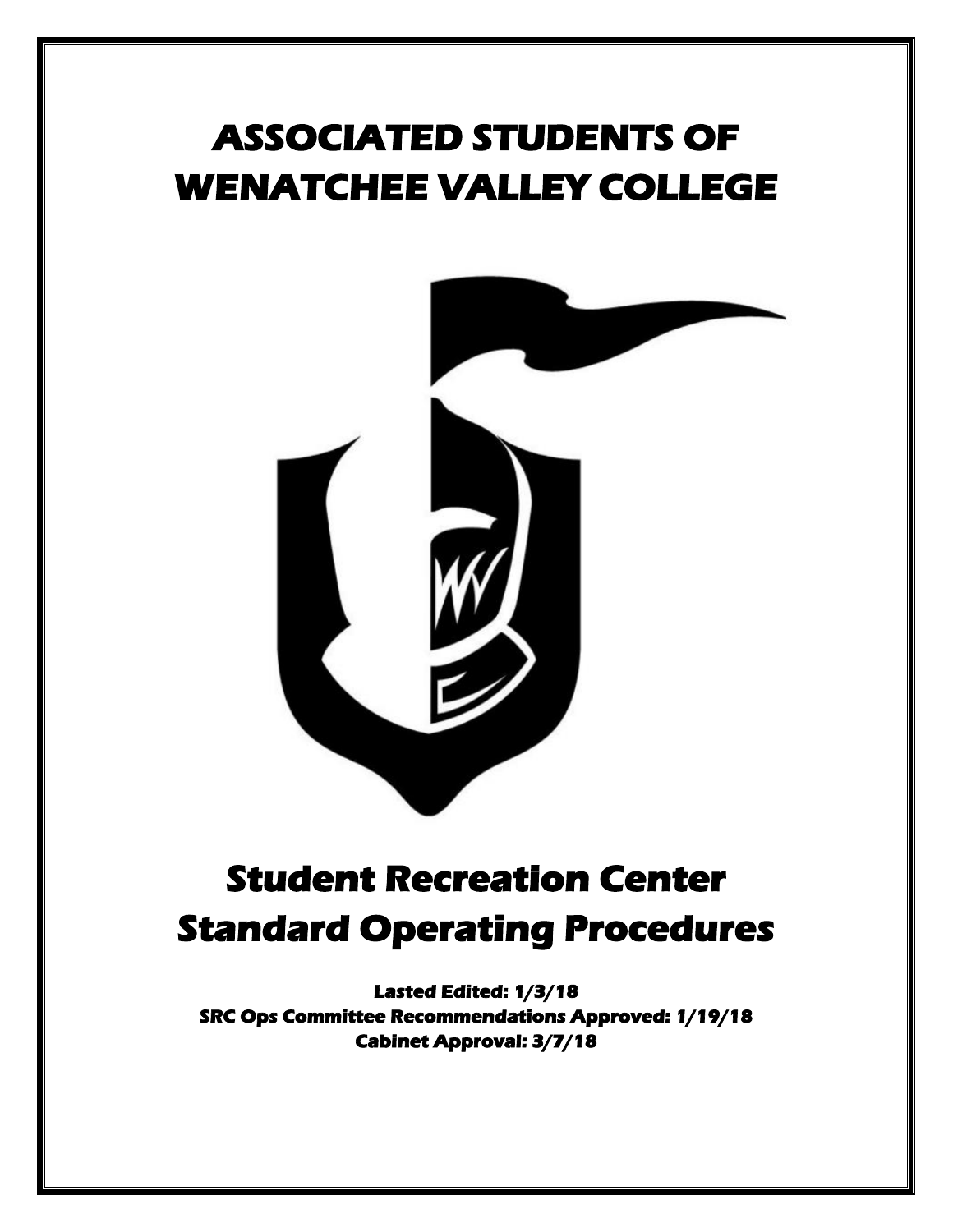# ASSOCIATED STUDENTS OF WENATCHEE VALLEY COLLEGE

# Student Recreation Center Standard Operating Procedures

**Lasted Edited: 1/3/18**
**SRC Ops Committee Recommendations Approved: 1/19/18**
**Cabinet Approval: 3/7/18**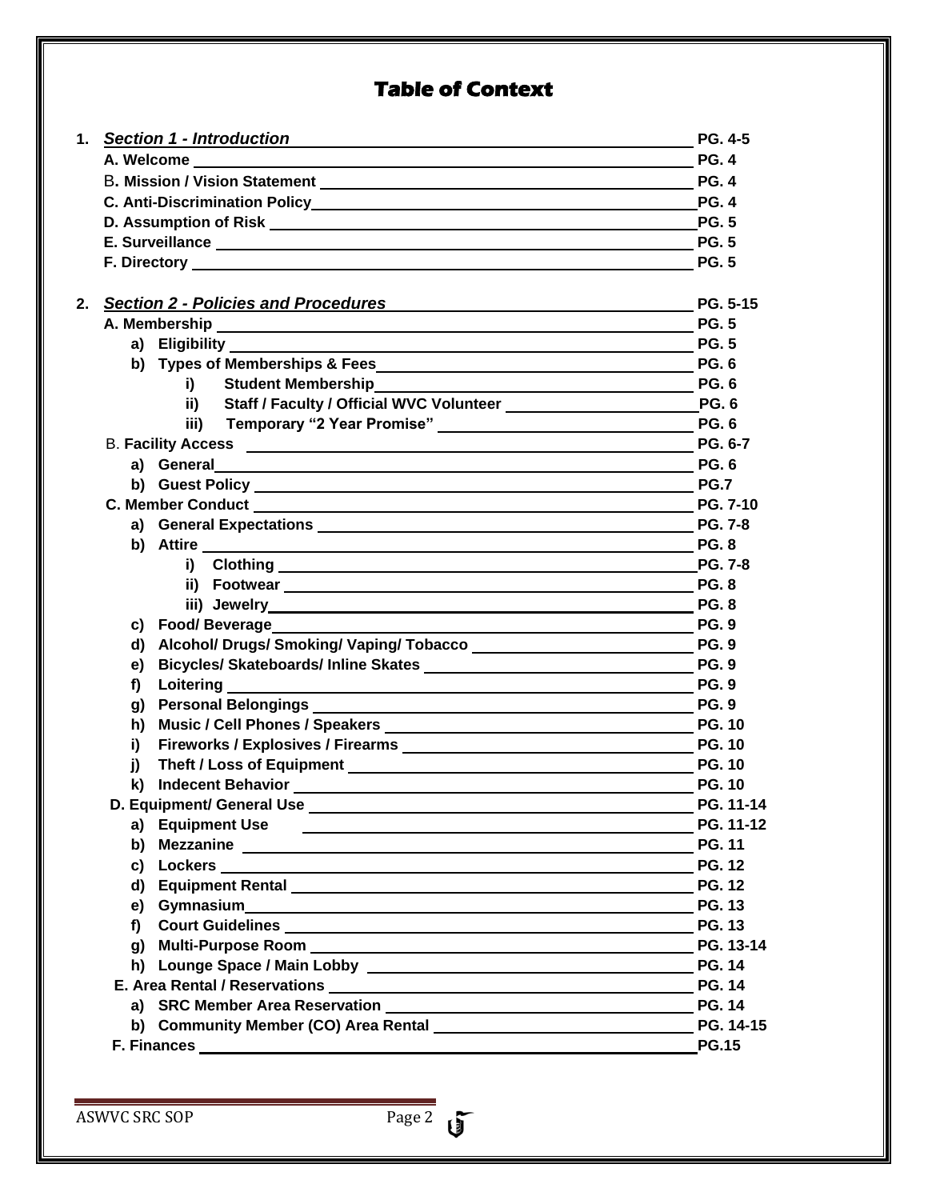# Table of Context

1. ***Section 1 - Introduction*** — **PG. 4-5**
   - **A. Welcome** — **PG. 4**
   - **B. Mission / Vision Statement** — **PG. 4**
   - **C. Anti-Discrimination Policy** — **PG. 4**
   - **D. Assumption of Risk** — **PG. 5**
   - **E. Surveillance** — **PG. 5**
   - **F. Directory** — **PG. 5**

2. ***Section 2 - Policies and Procedures*** — **PG. 5-15**
   - **A. Membership** — **PG. 5**
     - **a) Eligibility** — **PG. 5**
     - **b) Types of Memberships & Fees** — **PG. 6**
       - **i) Student Membership** — **PG. 6**
       - **ii) Staff / Faculty / Official WVC Volunteer** — **PG. 6**
       - **iii) Temporary "2 Year Promise"** — **PG. 6**
   - **B. Facility Access** — **PG. 6-7**
     - **a) General** — **PG. 6**
     - **b) Guest Policy** — **PG.7**
   - **C. Member Conduct** — **PG. 7-10**
     - **a) General Expectations** — **PG. 7-8**
     - **b) Attire** — **PG. 8**
       - **i) Clothing** — **PG. 7-8**
       - **ii) Footwear** — **PG. 8**
       - **iii) Jewelry** — **PG. 8**
     - **c) Food/ Beverage** — **PG. 9**
     - **d) Alcohol/ Drugs/ Smoking/ Vaping/ Tobacco** — **PG. 9**
     - **e) Bicycles/ Skateboards/ Inline Skates** — **PG. 9**
     - **f) Loitering** — **PG. 9**
     - **g) Personal Belongings** — **PG. 9**
     - **h) Music / Cell Phones / Speakers** — **PG. 10**
     - **i) Fireworks / Explosives / Firearms** — **PG. 10**
     - **j) Theft / Loss of Equipment** — **PG. 10**
     - **k) Indecent Behavior** — **PG. 10**
   - **D. Equipment/ General Use** — **PG. 11-14**
     - **a) Equipment Use** — **PG. 11-12**
     - **b) Mezzanine** — **PG. 11**
     - **c) Lockers** — **PG. 12**
     - **d) Equipment Rental** — **PG. 12**
     - **e) Gymnasium** — **PG. 13**
     - **f) Court Guidelines** — **PG. 13**
     - **g) Multi-Purpose Room** — **PG. 13-14**
     - **h) Lounge Space / Main Lobby** — **PG. 14**
   - **E. Area Rental / Reservations** — **PG. 14**
     - **a) SRC Member Area Reservation** — **PG. 14**
     - **b) Community Member (CO) Area Rental** — **PG. 14-15**
   - **F. Finances** — **PG.15**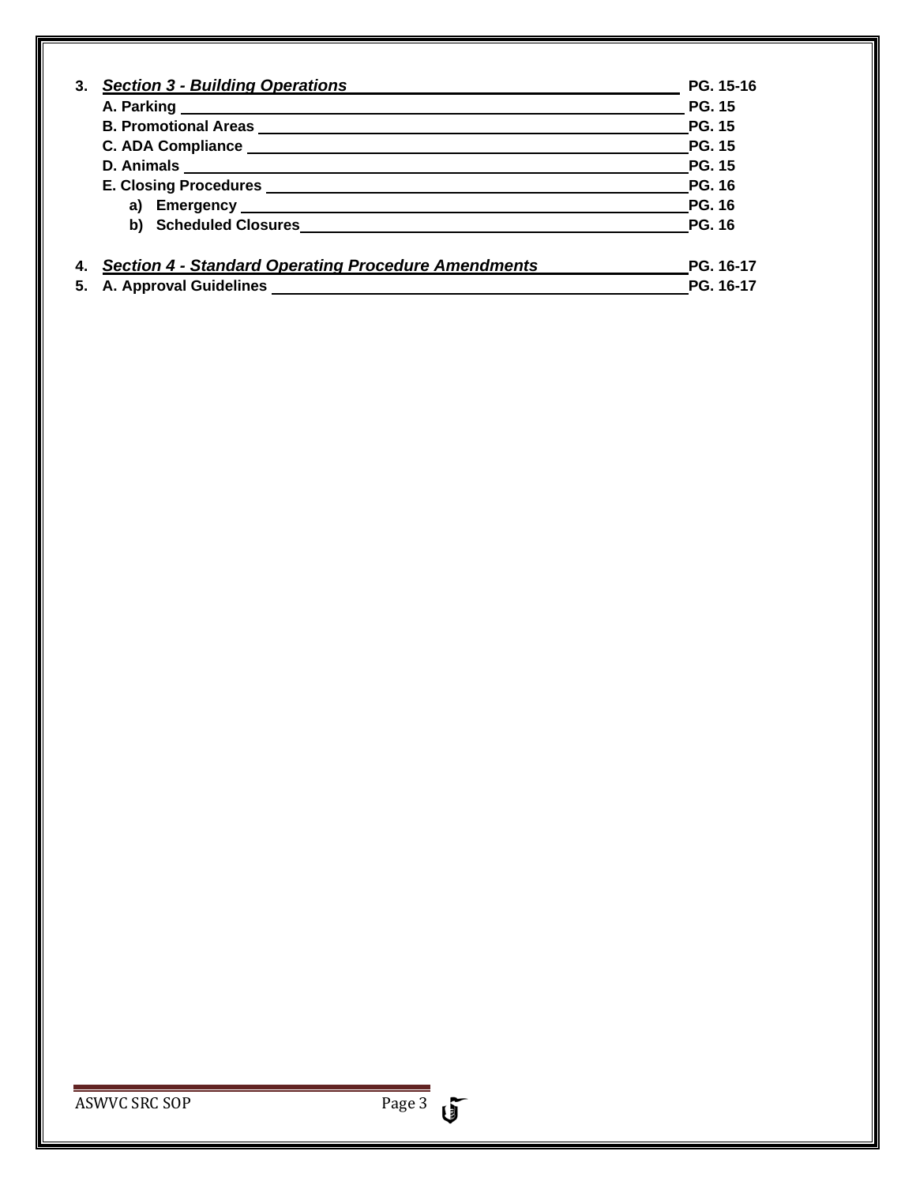3. ***Section 3 - Building Operations*** **PG. 15-16**
   - **A. Parking** **PG. 15**
   - **B. Promotional Areas** **PG. 15**
   - **C. ADA Compliance** **PG. 15**
   - **D. Animals** **PG. 15**
   - **E. Closing Procedures** **PG. 16**
     - **a) Emergency** **PG. 16**
     - **b) Scheduled Closures** **PG. 16**

4. ***Section 4 - Standard Operating Procedure Amendments*** **PG. 16-17**
5. **A. Approval Guidelines** **PG. 16-17**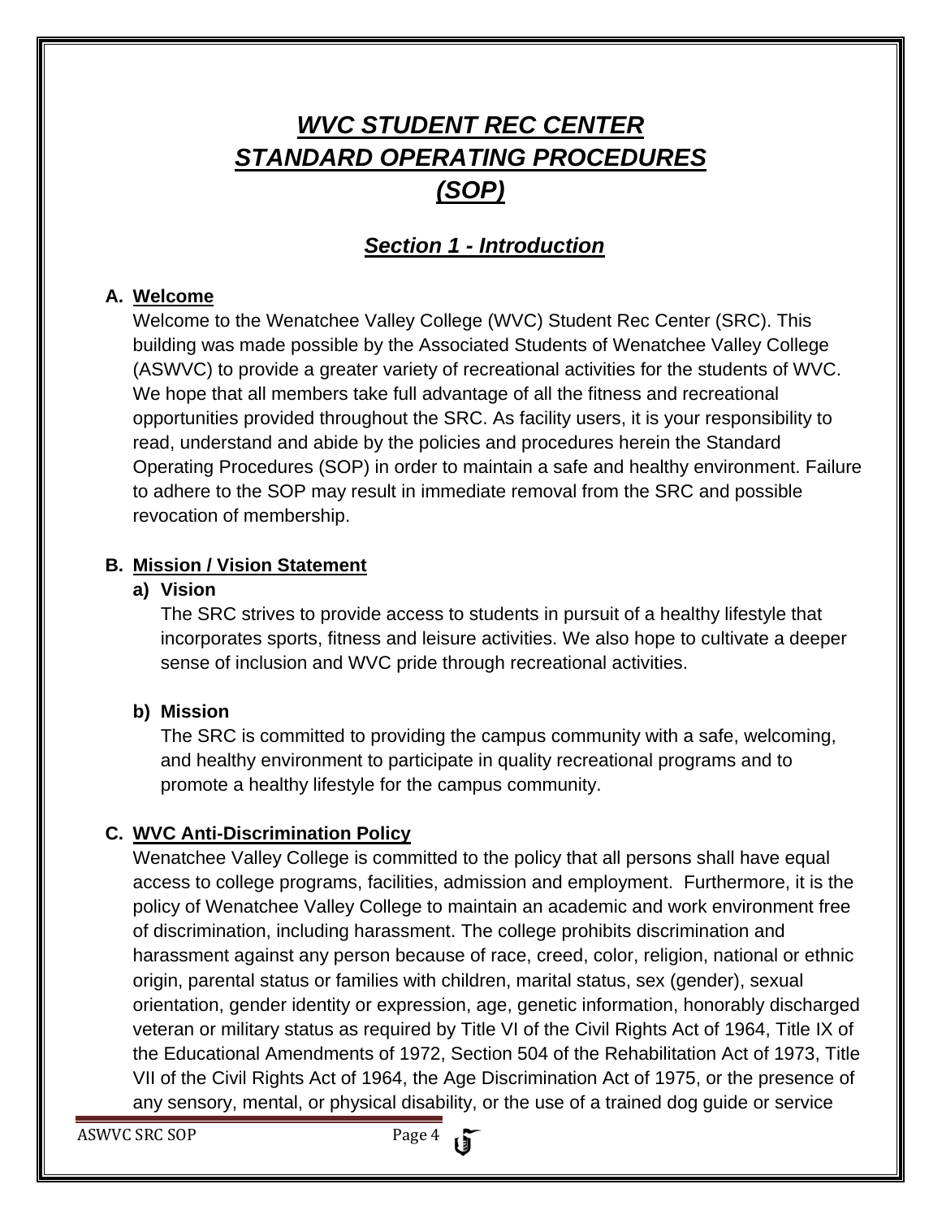# ***WVC STUDENT REC CENTER STANDARD OPERATING PROCEDURES (SOP)***

## ***Section 1 - Introduction***

**A. Welcome**

Welcome to the Wenatchee Valley College (WVC) Student Rec Center (SRC). This building was made possible by the Associated Students of Wenatchee Valley College (ASWVC) to provide a greater variety of recreational activities for the students of WVC. We hope that all members take full advantage of all the fitness and recreational opportunities provided throughout the SRC. As facility users, it is your responsibility to read, understand and abide by the policies and procedures herein the Standard Operating Procedures (SOP) in order to maintain a safe and healthy environment. Failure to adhere to the SOP may result in immediate removal from the SRC and possible revocation of membership.

**B. Mission / Vision Statement**

**a) Vision**

The SRC strives to provide access to students in pursuit of a healthy lifestyle that incorporates sports, fitness and leisure activities. We also hope to cultivate a deeper sense of inclusion and WVC pride through recreational activities.

**b) Mission**

The SRC is committed to providing the campus community with a safe, welcoming, and healthy environment to participate in quality recreational programs and to promote a healthy lifestyle for the campus community.

**C. WVC Anti-Discrimination Policy**

Wenatchee Valley College is committed to the policy that all persons shall have equal access to college programs, facilities, admission and employment. Furthermore, it is the policy of Wenatchee Valley College to maintain an academic and work environment free of discrimination, including harassment. The college prohibits discrimination and harassment against any person because of race, creed, color, religion, national or ethnic origin, parental status or families with children, marital status, sex (gender), sexual orientation, gender identity or expression, age, genetic information, honorably discharged veteran or military status as required by Title VI of the Civil Rights Act of 1964, Title IX of the Educational Amendments of 1972, Section 504 of the Rehabilitation Act of 1973, Title VII of the Civil Rights Act of 1964, the Age Discrimination Act of 1975, or the presence of any sensory, mental, or physical disability, or the use of a trained dog guide or service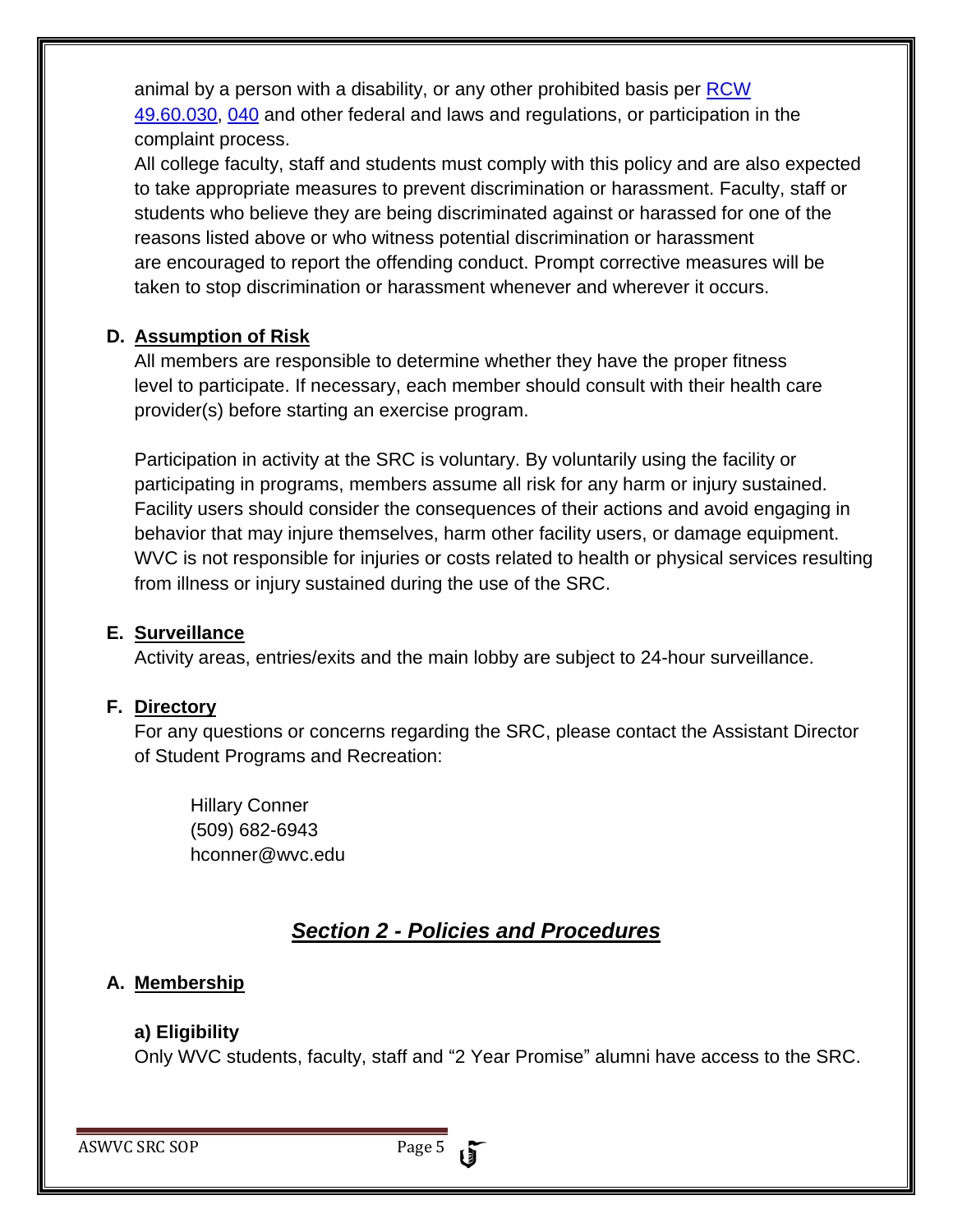animal by a person with a disability, or any other prohibited basis per RCW 49.60.030, 040 and other federal and laws and regulations, or participation in the complaint process.

All college faculty, staff and students must comply with this policy and are also expected to take appropriate measures to prevent discrimination or harassment. Faculty, staff or students who believe they are being discriminated against or harassed for one of the reasons listed above or who witness potential discrimination or harassment are encouraged to report the offending conduct. Prompt corrective measures will be taken to stop discrimination or harassment whenever and wherever it occurs.

### D. Assumption of Risk

All members are responsible to determine whether they have the proper fitness level to participate. If necessary, each member should consult with their health care provider(s) before starting an exercise program.

Participation in activity at the SRC is voluntary. By voluntarily using the facility or participating in programs, members assume all risk for any harm or injury sustained. Facility users should consider the consequences of their actions and avoid engaging in behavior that may injure themselves, harm other facility users, or damage equipment. WVC is not responsible for injuries or costs related to health or physical services resulting from illness or injury sustained during the use of the SRC.

### E. Surveillance

Activity areas, entries/exits and the main lobby are subject to 24-hour surveillance.

### F. Directory

For any questions or concerns regarding the SRC, please contact the Assistant Director of Student Programs and Recreation:

Hillary Conner
(509) 682-6943
hconner@wvc.edu

## *Section 2 - Policies and Procedures*

### A. Membership

**a) Eligibility**

Only WVC students, faculty, staff and "2 Year Promise" alumni have access to the SRC.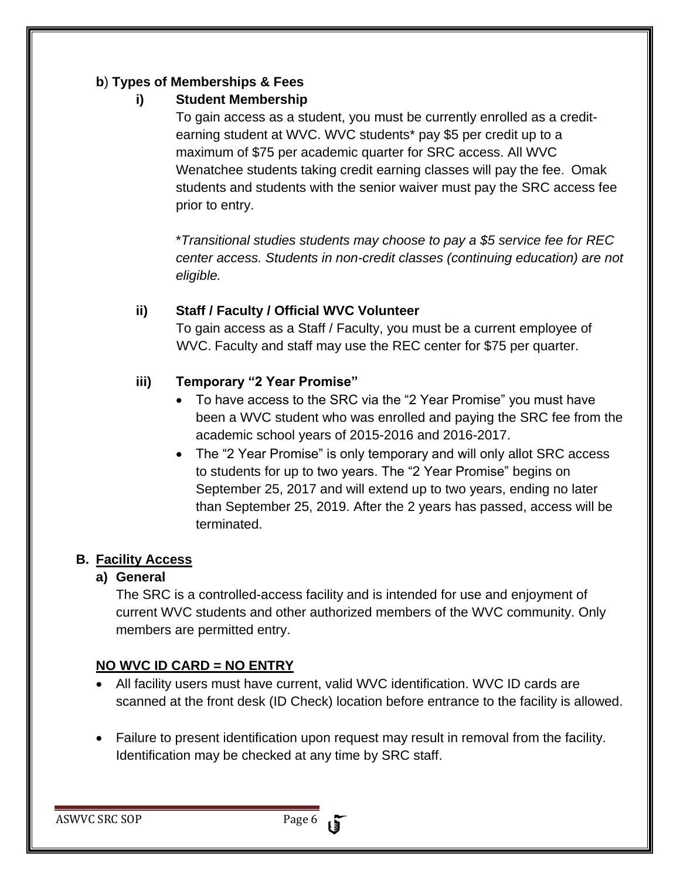**b) Types of Memberships & Fees**

**i) Student Membership**

To gain access as a student, you must be currently enrolled as a credit-earning student at WVC. WVC students* pay $5 per credit up to a maximum of $75 per academic quarter for SRC access. All WVC Wenatchee students taking credit earning classes will pay the fee. Omak students and students with the senior waiver must pay the SRC access fee prior to entry.

*\*Transitional studies students may choose to pay a $5 service fee for REC center access. Students in non-credit classes (continuing education) are not eligible.*

**ii) Staff / Faculty / Official WVC Volunteer**

To gain access as a Staff / Faculty, you must be a current employee of WVC. Faculty and staff may use the REC center for $75 per quarter.

**iii) Temporary "2 Year Promise"**

- To have access to the SRC via the "2 Year Promise" you must have been a WVC student who was enrolled and paying the SRC fee from the academic school years of 2015-2016 and 2016-2017.
- The "2 Year Promise" is only temporary and will only allot SRC access to students for up to two years. The "2 Year Promise" begins on September 25, 2017 and will extend up to two years, ending no later than September 25, 2019. After the 2 years has passed, access will be terminated.

## B. Facility Access

**a) General**

The SRC is a controlled-access facility and is intended for use and enjoyment of current WVC students and other authorized members of the WVC community. Only members are permitted entry.

**NO WVC ID CARD = NO ENTRY**

- All facility users must have current, valid WVC identification. WVC ID cards are scanned at the front desk (ID Check) location before entrance to the facility is allowed.
- Failure to present identification upon request may result in removal from the facility. Identification may be checked at any time by SRC staff.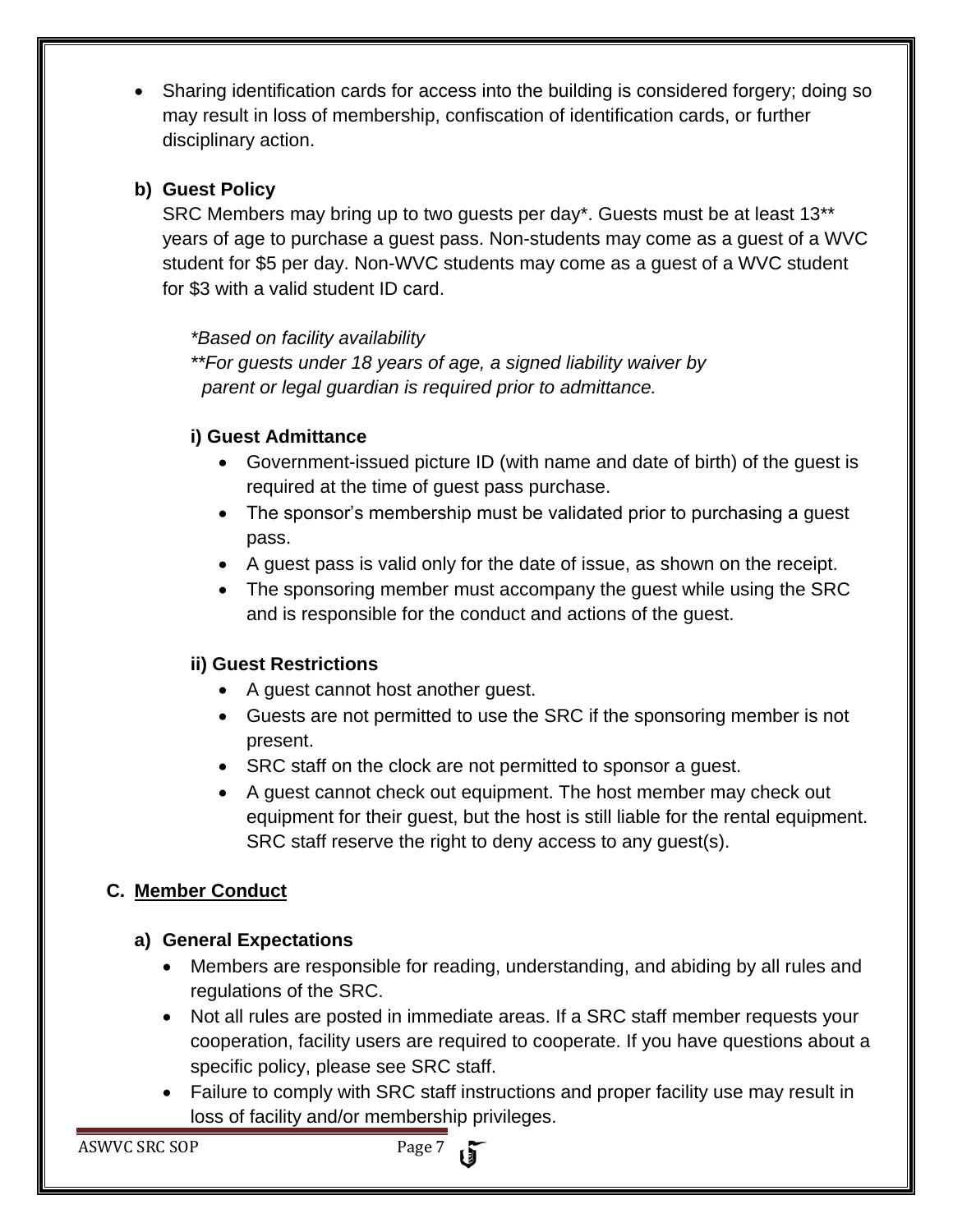- Sharing identification cards for access into the building is considered forgery; doing so may result in loss of membership, confiscation of identification cards, or further disciplinary action.

### b) Guest Policy

SRC Members may bring up to two guests per day*. Guests must be at least 13** years of age to purchase a guest pass. Non-students may come as a guest of a WVC student for $5 per day. Non-WVC students may come as a guest of a WVC student for $3 with a valid student ID card.

*\*Based on facility availability*
*\*\*For guests under 18 years of age, a signed liability waiver by parent or legal guardian is required prior to admittance.*

#### i) Guest Admittance

- Government-issued picture ID (with name and date of birth) of the guest is required at the time of guest pass purchase.
- The sponsor's membership must be validated prior to purchasing a guest pass.
- A guest pass is valid only for the date of issue, as shown on the receipt.
- The sponsoring member must accompany the guest while using the SRC and is responsible for the conduct and actions of the guest.

#### ii) Guest Restrictions

- A guest cannot host another guest.
- Guests are not permitted to use the SRC if the sponsoring member is not present.
- SRC staff on the clock are not permitted to sponsor a guest.
- A guest cannot check out equipment. The host member may check out equipment for their guest, but the host is still liable for the rental equipment. SRC staff reserve the right to deny access to any guest(s).

## C. Member Conduct

### a) General Expectations

- Members are responsible for reading, understanding, and abiding by all rules and regulations of the SRC.
- Not all rules are posted in immediate areas. If a SRC staff member requests your cooperation, facility users are required to cooperate. If you have questions about a specific policy, please see SRC staff.
- Failure to comply with SRC staff instructions and proper facility use may result in loss of facility and/or membership privileges.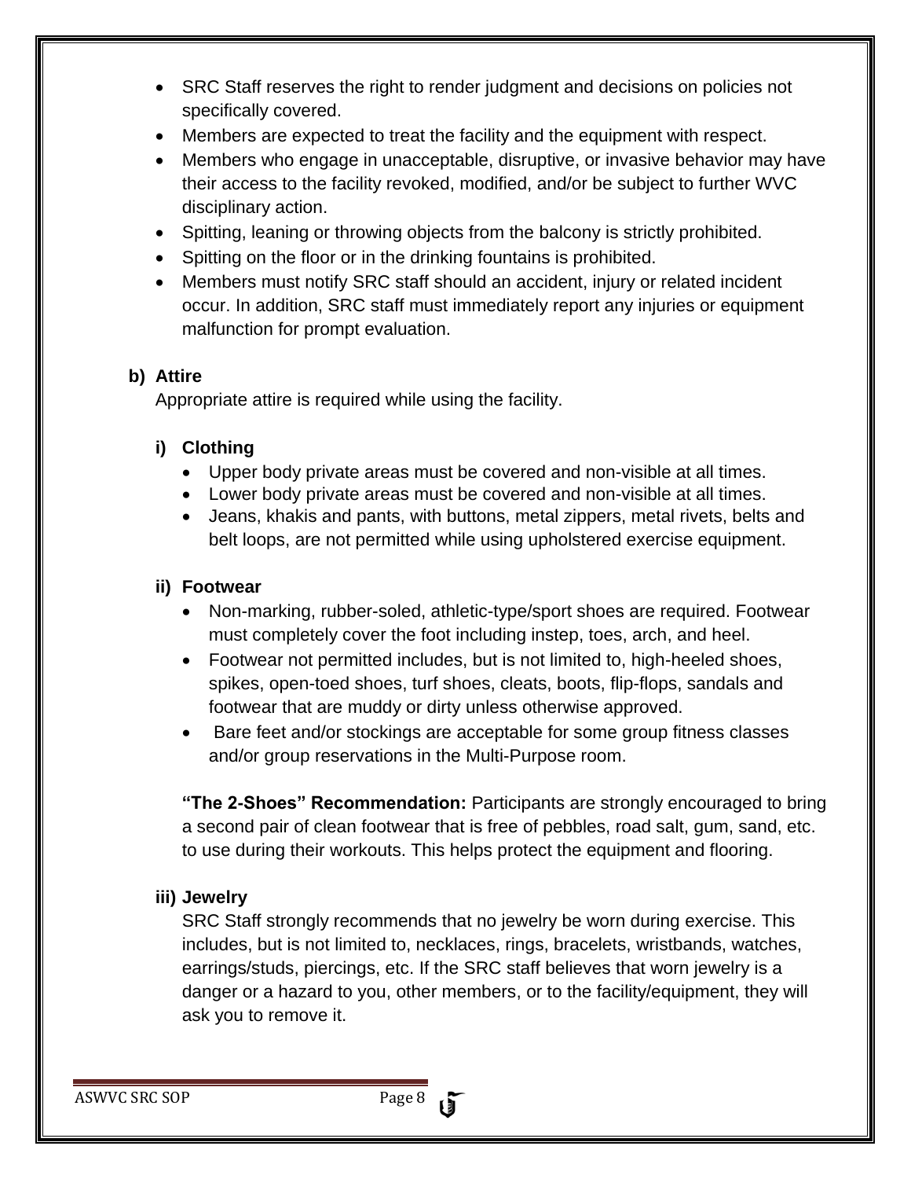- SRC Staff reserves the right to render judgment and decisions on policies not specifically covered.
- Members are expected to treat the facility and the equipment with respect.
- Members who engage in unacceptable, disruptive, or invasive behavior may have their access to the facility revoked, modified, and/or be subject to further WVC disciplinary action.
- Spitting, leaning or throwing objects from the balcony is strictly prohibited.
- Spitting on the floor or in the drinking fountains is prohibited.
- Members must notify SRC staff should an accident, injury or related incident occur. In addition, SRC staff must immediately report any injuries or equipment malfunction for prompt evaluation.

### b) Attire

Appropriate attire is required while using the facility.

#### i) Clothing

- Upper body private areas must be covered and non-visible at all times.
- Lower body private areas must be covered and non-visible at all times.
- Jeans, khakis and pants, with buttons, metal zippers, metal rivets, belts and belt loops, are not permitted while using upholstered exercise equipment.

#### ii) Footwear

- Non-marking, rubber-soled, athletic-type/sport shoes are required. Footwear must completely cover the foot including instep, toes, arch, and heel.
- Footwear not permitted includes, but is not limited to, high-heeled shoes, spikes, open-toed shoes, turf shoes, cleats, boots, flip-flops, sandals and footwear that are muddy or dirty unless otherwise approved.
- Bare feet and/or stockings are acceptable for some group fitness classes and/or group reservations in the Multi-Purpose room.

**"The 2-Shoes" Recommendation:** Participants are strongly encouraged to bring a second pair of clean footwear that is free of pebbles, road salt, gum, sand, etc. to use during their workouts. This helps protect the equipment and flooring.

#### iii) Jewelry

SRC Staff strongly recommends that no jewelry be worn during exercise. This includes, but is not limited to, necklaces, rings, bracelets, wristbands, watches, earrings/studs, piercings, etc. If the SRC staff believes that worn jewelry is a danger or a hazard to you, other members, or to the facility/equipment, they will ask you to remove it.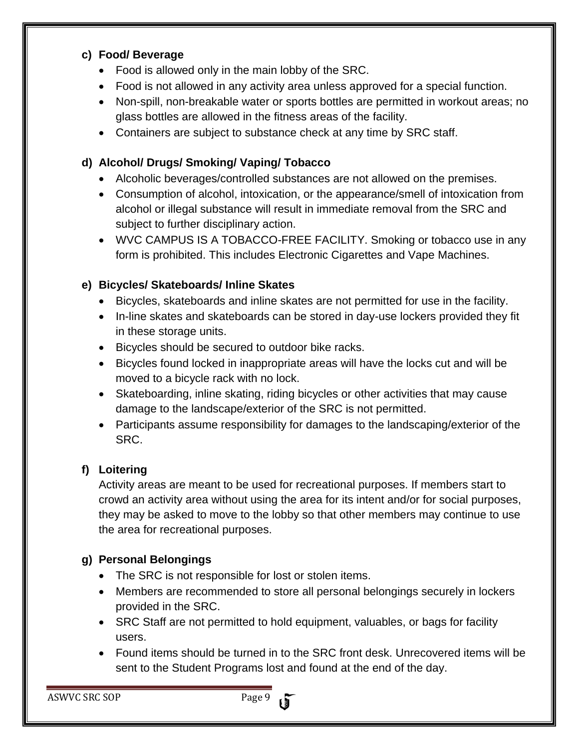#### c) Food/ Beverage

- Food is allowed only in the main lobby of the SRC.
- Food is not allowed in any activity area unless approved for a special function.
- Non-spill, non-breakable water or sports bottles are permitted in workout areas; no glass bottles are allowed in the fitness areas of the facility.
- Containers are subject to substance check at any time by SRC staff.

#### d) Alcohol/ Drugs/ Smoking/ Vaping/ Tobacco

- Alcoholic beverages/controlled substances are not allowed on the premises.
- Consumption of alcohol, intoxication, or the appearance/smell of intoxication from alcohol or illegal substance will result in immediate removal from the SRC and subject to further disciplinary action.
- WVC CAMPUS IS A TOBACCO-FREE FACILITY. Smoking or tobacco use in any form is prohibited. This includes Electronic Cigarettes and Vape Machines.

#### e) Bicycles/ Skateboards/ Inline Skates

- Bicycles, skateboards and inline skates are not permitted for use in the facility.
- In-line skates and skateboards can be stored in day-use lockers provided they fit in these storage units.
- Bicycles should be secured to outdoor bike racks.
- Bicycles found locked in inappropriate areas will have the locks cut and will be moved to a bicycle rack with no lock.
- Skateboarding, inline skating, riding bicycles or other activities that may cause damage to the landscape/exterior of the SRC is not permitted.
- Participants assume responsibility for damages to the landscaping/exterior of the SRC.

#### f) Loitering

Activity areas are meant to be used for recreational purposes. If members start to crowd an activity area without using the area for its intent and/or for social purposes, they may be asked to move to the lobby so that other members may continue to use the area for recreational purposes.

#### g) Personal Belongings

- The SRC is not responsible for lost or stolen items.
- Members are recommended to store all personal belongings securely in lockers provided in the SRC.
- SRC Staff are not permitted to hold equipment, valuables, or bags for facility users.
- Found items should be turned in to the SRC front desk. Unrecovered items will be sent to the Student Programs lost and found at the end of the day.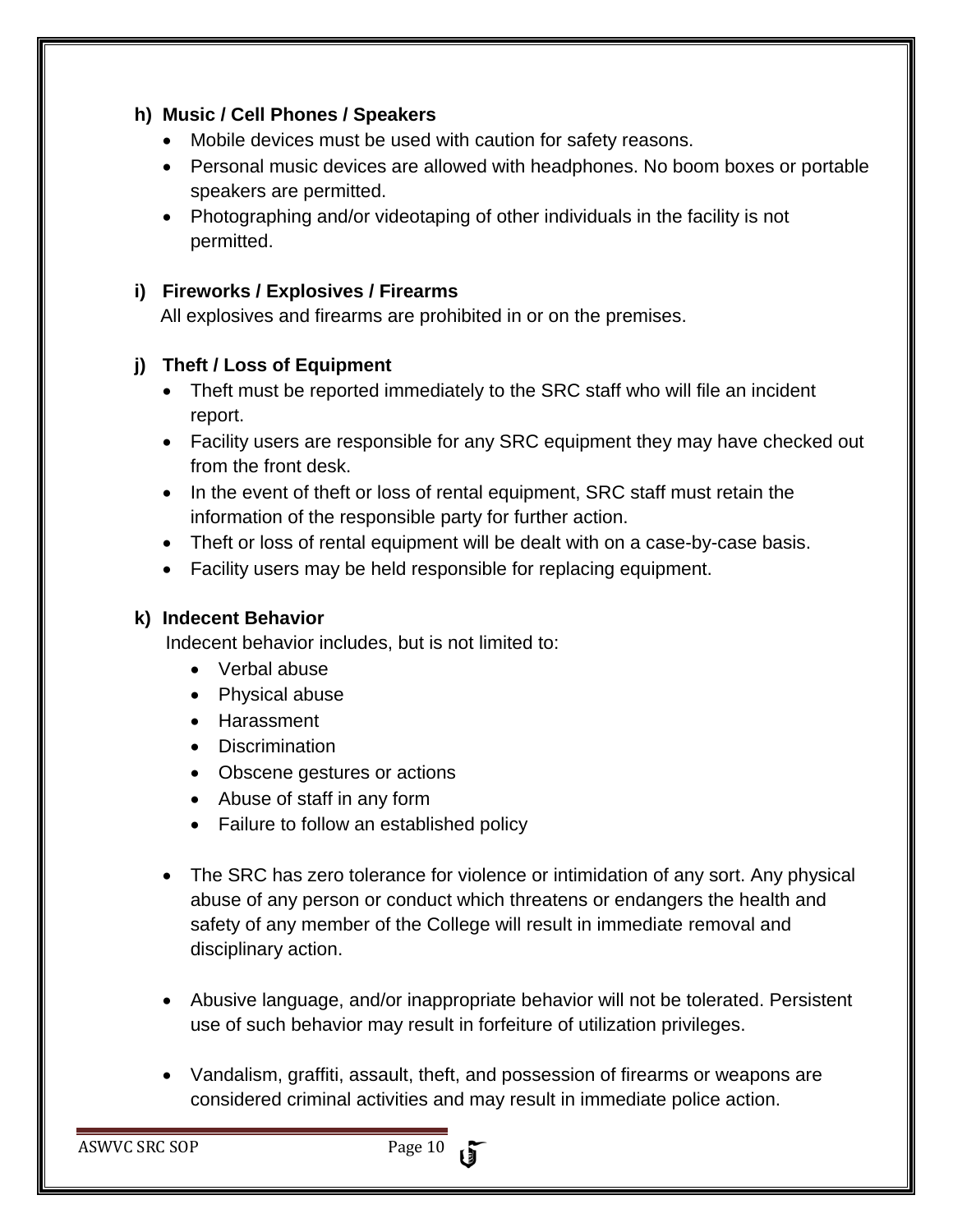**h) Music / Cell Phones / Speakers**

- Mobile devices must be used with caution for safety reasons.
- Personal music devices are allowed with headphones. No boom boxes or portable speakers are permitted.
- Photographing and/or videotaping of other individuals in the facility is not permitted.

**i) Fireworks / Explosives / Firearms**

All explosives and firearms are prohibited in or on the premises.

**j) Theft / Loss of Equipment**

- Theft must be reported immediately to the SRC staff who will file an incident report.
- Facility users are responsible for any SRC equipment they may have checked out from the front desk.
- In the event of theft or loss of rental equipment, SRC staff must retain the information of the responsible party for further action.
- Theft or loss of rental equipment will be dealt with on a case-by-case basis.
- Facility users may be held responsible for replacing equipment.

**k) Indecent Behavior**

Indecent behavior includes, but is not limited to:

- Verbal abuse
- Physical abuse
- Harassment
- Discrimination
- Obscene gestures or actions
- Abuse of staff in any form
- Failure to follow an established policy

- The SRC has zero tolerance for violence or intimidation of any sort. Any physical abuse of any person or conduct which threatens or endangers the health and safety of any member of the College will result in immediate removal and disciplinary action.

- Abusive language, and/or inappropriate behavior will not be tolerated. Persistent use of such behavior may result in forfeiture of utilization privileges.

- Vandalism, graffiti, assault, theft, and possession of firearms or weapons are considered criminal activities and may result in immediate police action.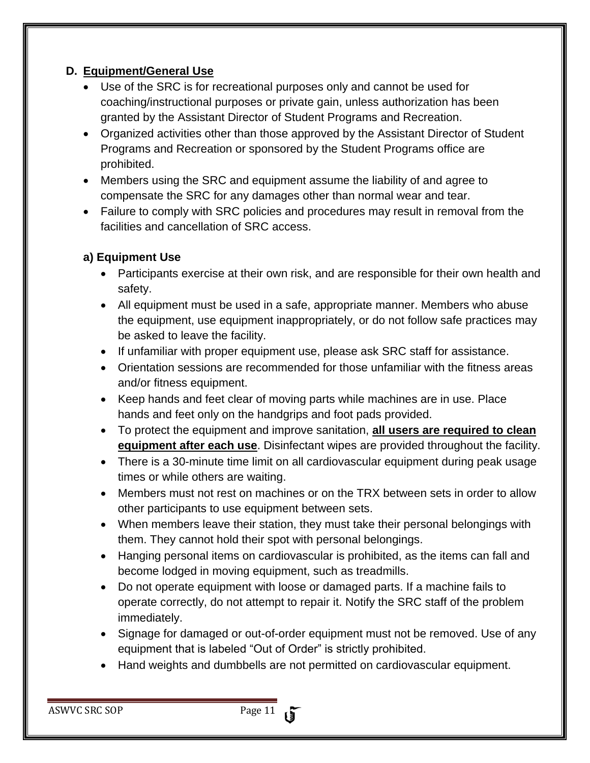## D. Equipment/General Use

- Use of the SRC is for recreational purposes only and cannot be used for coaching/instructional purposes or private gain, unless authorization has been granted by the Assistant Director of Student Programs and Recreation.
- Organized activities other than those approved by the Assistant Director of Student Programs and Recreation or sponsored by the Student Programs office are prohibited.
- Members using the SRC and equipment assume the liability of and agree to compensate the SRC for any damages other than normal wear and tear.
- Failure to comply with SRC policies and procedures may result in removal from the facilities and cancellation of SRC access.

### a) Equipment Use

- Participants exercise at their own risk, and are responsible for their own health and safety.
- All equipment must be used in a safe, appropriate manner. Members who abuse the equipment, use equipment inappropriately, or do not follow safe practices may be asked to leave the facility.
- If unfamiliar with proper equipment use, please ask SRC staff for assistance.
- Orientation sessions are recommended for those unfamiliar with the fitness areas and/or fitness equipment.
- Keep hands and feet clear of moving parts while machines are in use. Place hands and feet only on the handgrips and foot pads provided.
- To protect the equipment and improve sanitation, **all users are required to clean equipment after each use**. Disinfectant wipes are provided throughout the facility.
- There is a 30-minute time limit on all cardiovascular equipment during peak usage times or while others are waiting.
- Members must not rest on machines or on the TRX between sets in order to allow other participants to use equipment between sets.
- When members leave their station, they must take their personal belongings with them. They cannot hold their spot with personal belongings.
- Hanging personal items on cardiovascular is prohibited, as the items can fall and become lodged in moving equipment, such as treadmills.
- Do not operate equipment with loose or damaged parts. If a machine fails to operate correctly, do not attempt to repair it. Notify the SRC staff of the problem immediately.
- Signage for damaged or out-of-order equipment must not be removed. Use of any equipment that is labeled "Out of Order" is strictly prohibited.
- Hand weights and dumbbells are not permitted on cardiovascular equipment.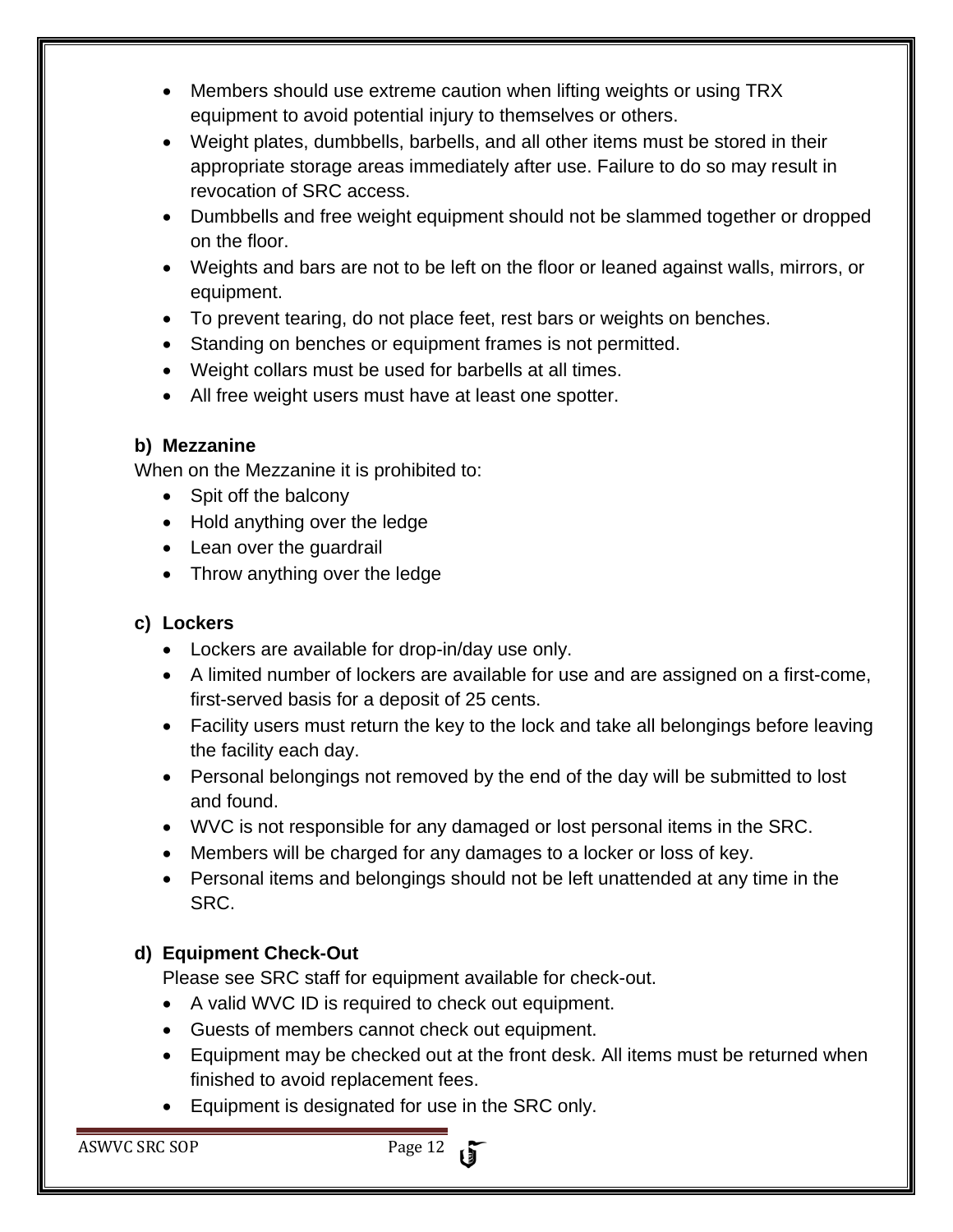- Members should use extreme caution when lifting weights or using TRX equipment to avoid potential injury to themselves or others.
- Weight plates, dumbbells, barbells, and all other items must be stored in their appropriate storage areas immediately after use. Failure to do so may result in revocation of SRC access.
- Dumbbells and free weight equipment should not be slammed together or dropped on the floor.
- Weights and bars are not to be left on the floor or leaned against walls, mirrors, or equipment.
- To prevent tearing, do not place feet, rest bars or weights on benches.
- Standing on benches or equipment frames is not permitted.
- Weight collars must be used for barbells at all times.
- All free weight users must have at least one spotter.

**b) Mezzanine**

When on the Mezzanine it is prohibited to:

- Spit off the balcony
- Hold anything over the ledge
- Lean over the guardrail
- Throw anything over the ledge

**c) Lockers**

- Lockers are available for drop-in/day use only.
- A limited number of lockers are available for use and are assigned on a first-come, first-served basis for a deposit of 25 cents.
- Facility users must return the key to the lock and take all belongings before leaving the facility each day.
- Personal belongings not removed by the end of the day will be submitted to lost and found.
- WVC is not responsible for any damaged or lost personal items in the SRC.
- Members will be charged for any damages to a locker or loss of key.
- Personal items and belongings should not be left unattended at any time in the SRC.

**d) Equipment Check-Out**

Please see SRC staff for equipment available for check-out.

- A valid WVC ID is required to check out equipment.
- Guests of members cannot check out equipment.
- Equipment may be checked out at the front desk. All items must be returned when finished to avoid replacement fees.
- Equipment is designated for use in the SRC only.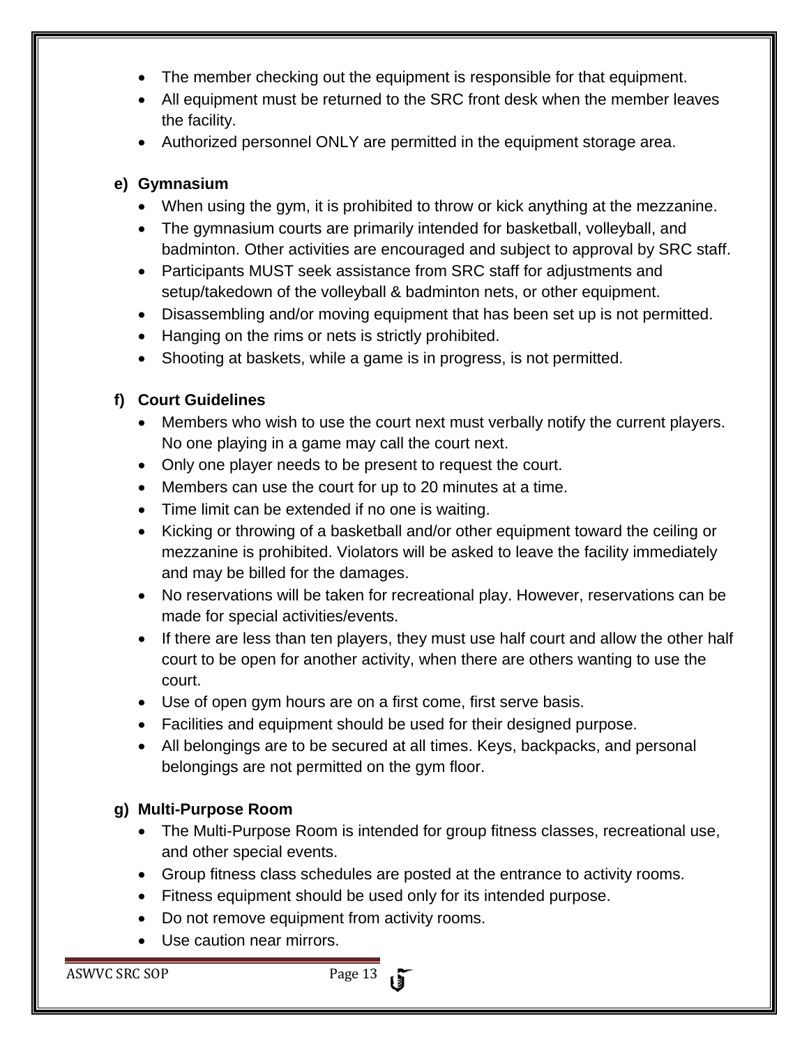- The member checking out the equipment is responsible for that equipment.
- All equipment must be returned to the SRC front desk when the member leaves the facility.
- Authorized personnel ONLY are permitted in the equipment storage area.

**e) Gymnasium**

- When using the gym, it is prohibited to throw or kick anything at the mezzanine.
- The gymnasium courts are primarily intended for basketball, volleyball, and badminton. Other activities are encouraged and subject to approval by SRC staff.
- Participants MUST seek assistance from SRC staff for adjustments and setup/takedown of the volleyball & badminton nets, or other equipment.
- Disassembling and/or moving equipment that has been set up is not permitted.
- Hanging on the rims or nets is strictly prohibited.
- Shooting at baskets, while a game is in progress, is not permitted.

**f) Court Guidelines**

- Members who wish to use the court next must verbally notify the current players. No one playing in a game may call the court next.
- Only one player needs to be present to request the court.
- Members can use the court for up to 20 minutes at a time.
- Time limit can be extended if no one is waiting.
- Kicking or throwing of a basketball and/or other equipment toward the ceiling or mezzanine is prohibited. Violators will be asked to leave the facility immediately and may be billed for the damages.
- No reservations will be taken for recreational play. However, reservations can be made for special activities/events.
- If there are less than ten players, they must use half court and allow the other half court to be open for another activity, when there are others wanting to use the court.
- Use of open gym hours are on a first come, first serve basis.
- Facilities and equipment should be used for their designed purpose.
- All belongings are to be secured at all times. Keys, backpacks, and personal belongings are not permitted on the gym floor.

**g) Multi-Purpose Room**

- The Multi-Purpose Room is intended for group fitness classes, recreational use, and other special events.
- Group fitness class schedules are posted at the entrance to activity rooms.
- Fitness equipment should be used only for its intended purpose.
- Do not remove equipment from activity rooms.
- Use caution near mirrors.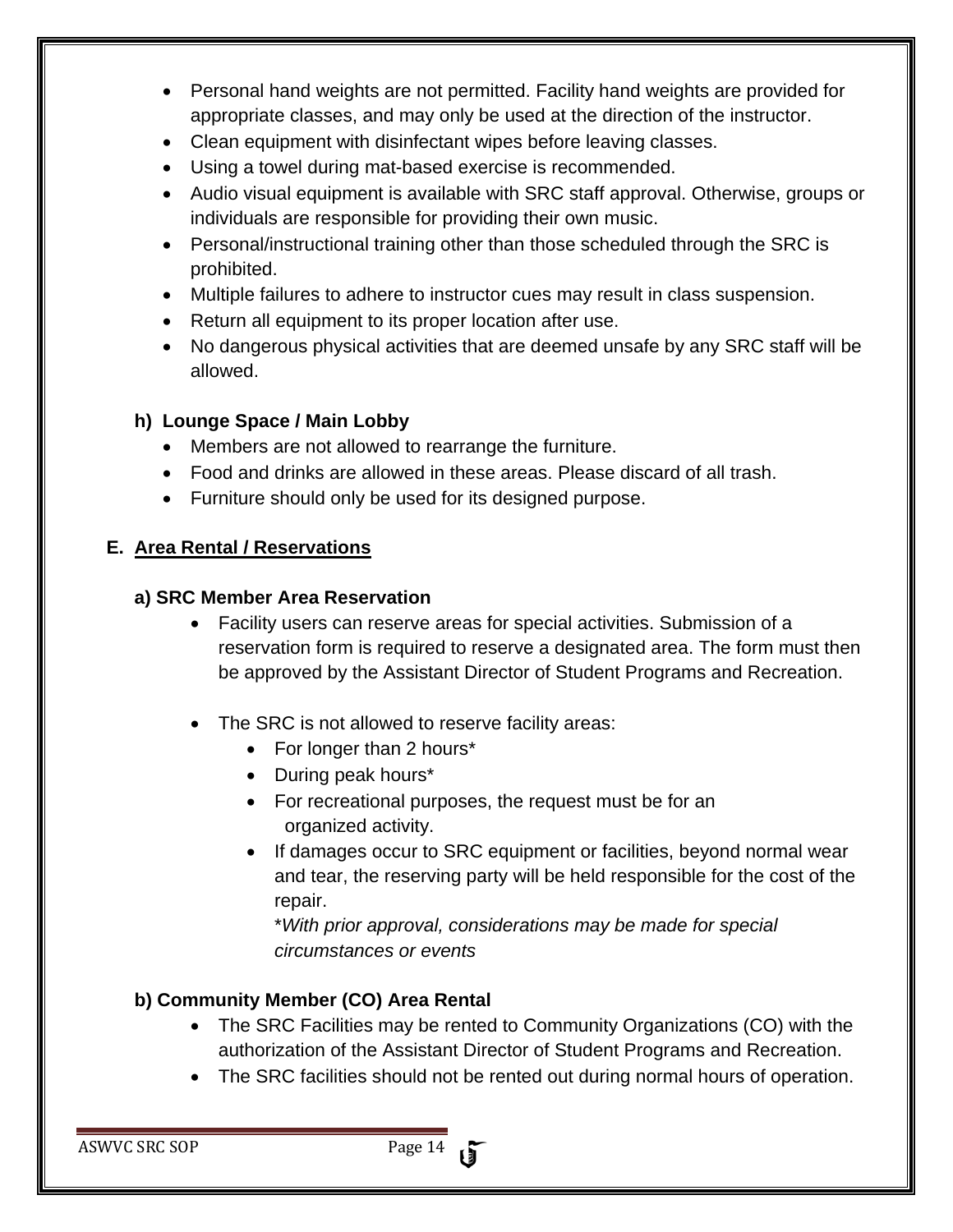- Personal hand weights are not permitted. Facility hand weights are provided for appropriate classes, and may only be used at the direction of the instructor.
- Clean equipment with disinfectant wipes before leaving classes.
- Using a towel during mat-based exercise is recommended.
- Audio visual equipment is available with SRC staff approval. Otherwise, groups or individuals are responsible for providing their own music.
- Personal/instructional training other than those scheduled through the SRC is prohibited.
- Multiple failures to adhere to instructor cues may result in class suspension.
- Return all equipment to its proper location after use.
- No dangerous physical activities that are deemed unsafe by any SRC staff will be allowed.

#### h) Lounge Space / Main Lobby

- Members are not allowed to rearrange the furniture.
- Food and drinks are allowed in these areas. Please discard of all trash.
- Furniture should only be used for its designed purpose.

### E. Area Rental / Reservations

#### a) SRC Member Area Reservation

- Facility users can reserve areas for special activities. Submission of a reservation form is required to reserve a designated area. The form must then be approved by the Assistant Director of Student Programs and Recreation.

- The SRC is not allowed to reserve facility areas:
  - For longer than 2 hours*
  - During peak hours*
  - For recreational purposes, the request must be for an organized activity.
  - If damages occur to SRC equipment or facilities, beyond normal wear and tear, the reserving party will be held responsible for the cost of the repair.

    **With prior approval, considerations may be made for special circumstances or events*

#### b) Community Member (CO) Area Rental

- The SRC Facilities may be rented to Community Organizations (CO) with the authorization of the Assistant Director of Student Programs and Recreation.
- The SRC facilities should not be rented out during normal hours of operation.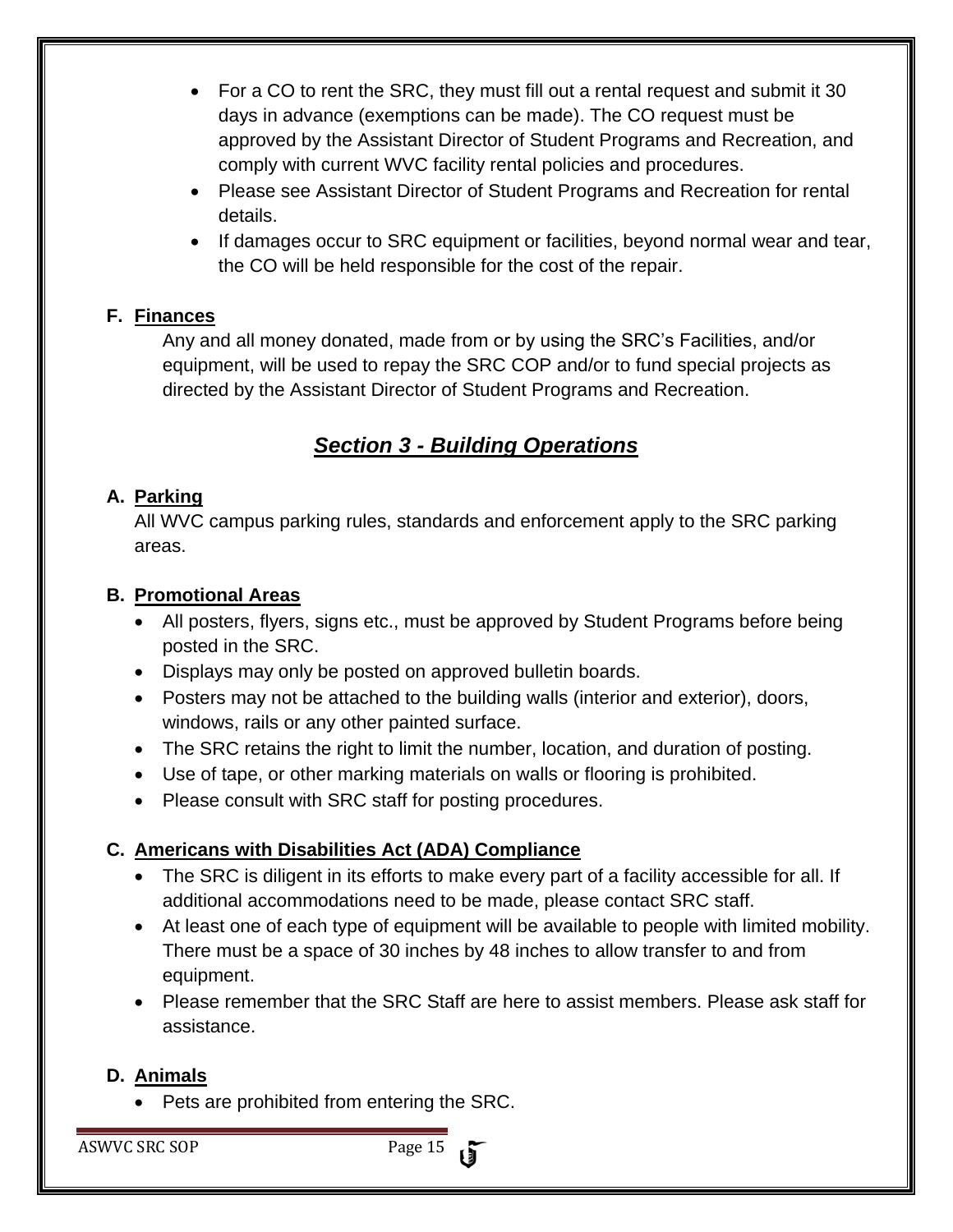- For a CO to rent the SRC, they must fill out a rental request and submit it 30 days in advance (exemptions can be made). The CO request must be approved by the Assistant Director of Student Programs and Recreation, and comply with current WVC facility rental policies and procedures.
- Please see Assistant Director of Student Programs and Recreation for rental details.
- If damages occur to SRC equipment or facilities, beyond normal wear and tear, the CO will be held responsible for the cost of the repair.

### F. Finances

Any and all money donated, made from or by using the SRC's Facilities, and/or equipment, will be used to repay the SRC COP and/or to fund special projects as directed by the Assistant Director of Student Programs and Recreation.

## *Section 3 - Building Operations*

### A. Parking

All WVC campus parking rules, standards and enforcement apply to the SRC parking areas.

### B. Promotional Areas

- All posters, flyers, signs etc., must be approved by Student Programs before being posted in the SRC.
- Displays may only be posted on approved bulletin boards.
- Posters may not be attached to the building walls (interior and exterior), doors, windows, rails or any other painted surface.
- The SRC retains the right to limit the number, location, and duration of posting.
- Use of tape, or other marking materials on walls or flooring is prohibited.
- Please consult with SRC staff for posting procedures.

### C. Americans with Disabilities Act (ADA) Compliance

- The SRC is diligent in its efforts to make every part of a facility accessible for all. If additional accommodations need to be made, please contact SRC staff.
- At least one of each type of equipment will be available to people with limited mobility. There must be a space of 30 inches by 48 inches to allow transfer to and from equipment.
- Please remember that the SRC Staff are here to assist members. Please ask staff for assistance.

### D. Animals

- Pets are prohibited from entering the SRC.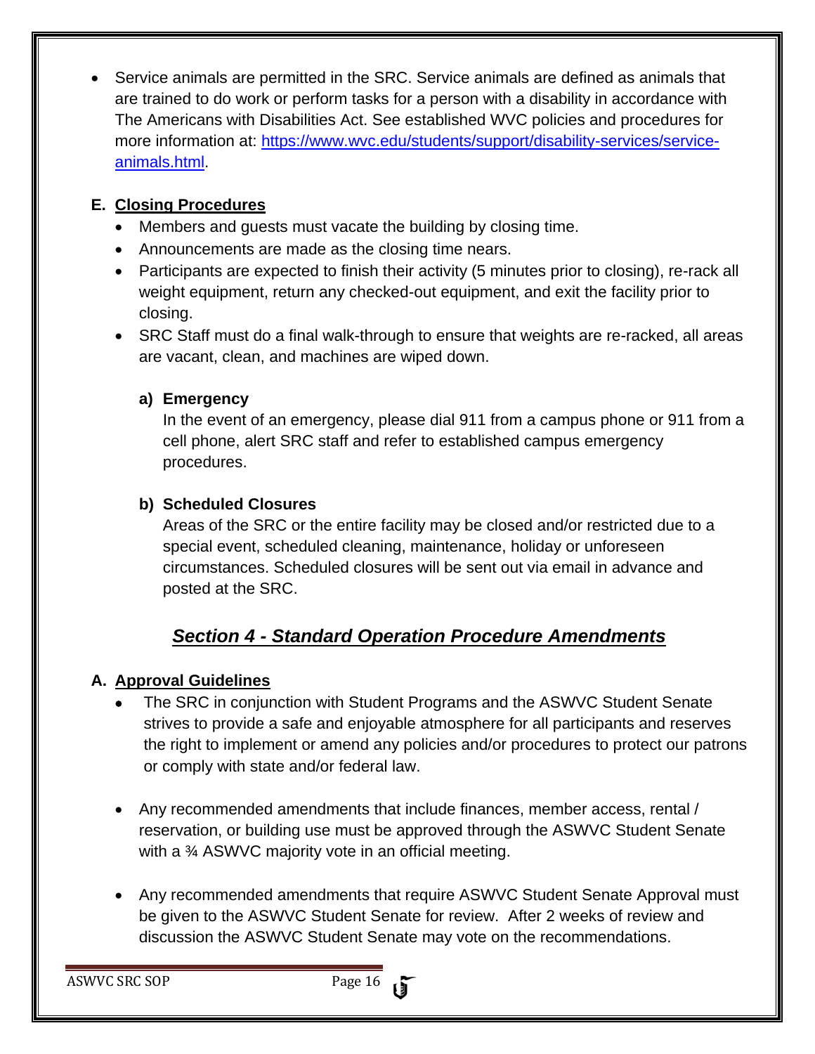- Service animals are permitted in the SRC. Service animals are defined as animals that are trained to do work or perform tasks for a person with a disability in accordance with The Americans with Disabilities Act. See established WVC policies and procedures for more information at: [https://www.wvc.edu/students/support/disability-services/service-animals.html](https://www.wvc.edu/students/support/disability-services/service-animals.html).

### E. Closing Procedures

- Members and guests must vacate the building by closing time.
- Announcements are made as the closing time nears.
- Participants are expected to finish their activity (5 minutes prior to closing), re-rack all weight equipment, return any checked-out equipment, and exit the facility prior to closing.
- SRC Staff must do a final walk-through to ensure that weights are re-racked, all areas are vacant, clean, and machines are wiped down.

#### a) Emergency

In the event of an emergency, please dial 911 from a campus phone or 911 from a cell phone, alert SRC staff and refer to established campus emergency procedures.

#### b) Scheduled Closures

Areas of the SRC or the entire facility may be closed and/or restricted due to a special event, scheduled cleaning, maintenance, holiday or unforeseen circumstances. Scheduled closures will be sent out via email in advance and posted at the SRC.

## *Section 4 - Standard Operation Procedure Amendments*

### A. Approval Guidelines

- The SRC in conjunction with Student Programs and the ASWVC Student Senate strives to provide a safe and enjoyable atmosphere for all participants and reserves the right to implement or amend any policies and/or procedures to protect our patrons or comply with state and/or federal law.

- Any recommended amendments that include finances, member access, rental / reservation, or building use must be approved through the ASWVC Student Senate with a ¾ ASWVC majority vote in an official meeting.

- Any recommended amendments that require ASWVC Student Senate Approval must be given to the ASWVC Student Senate for review. After 2 weeks of review and discussion the ASWVC Student Senate may vote on the recommendations.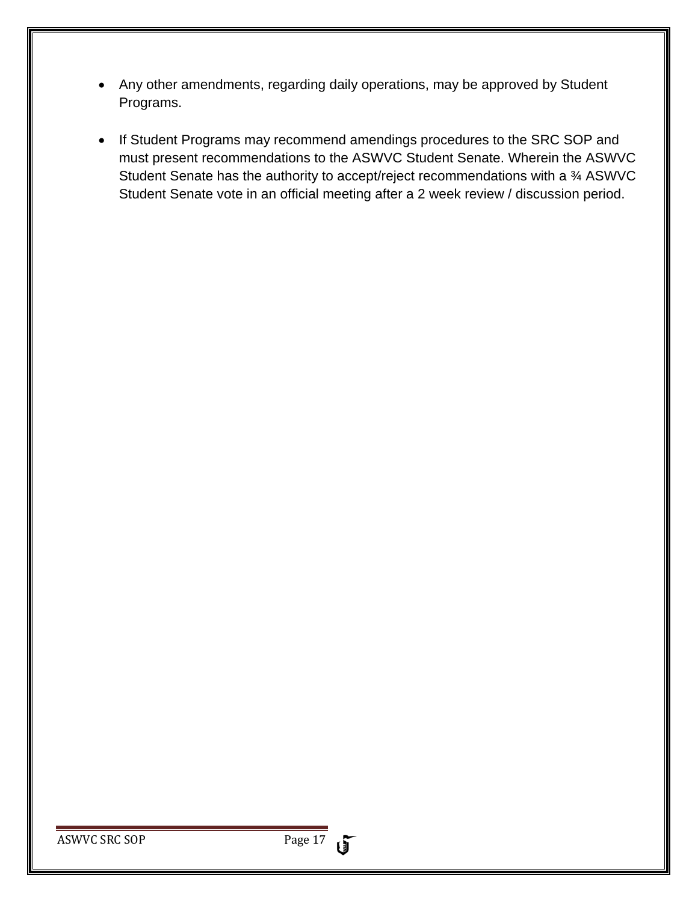- Any other amendments, regarding daily operations, may be approved by Student Programs.

- If Student Programs may recommend amendings procedures to the SRC SOP and must present recommendations to the ASWVC Student Senate. Wherein the ASWVC Student Senate has the authority to accept/reject recommendations with a ¾ ASWVC Student Senate vote in an official meeting after a 2 week review / discussion period.